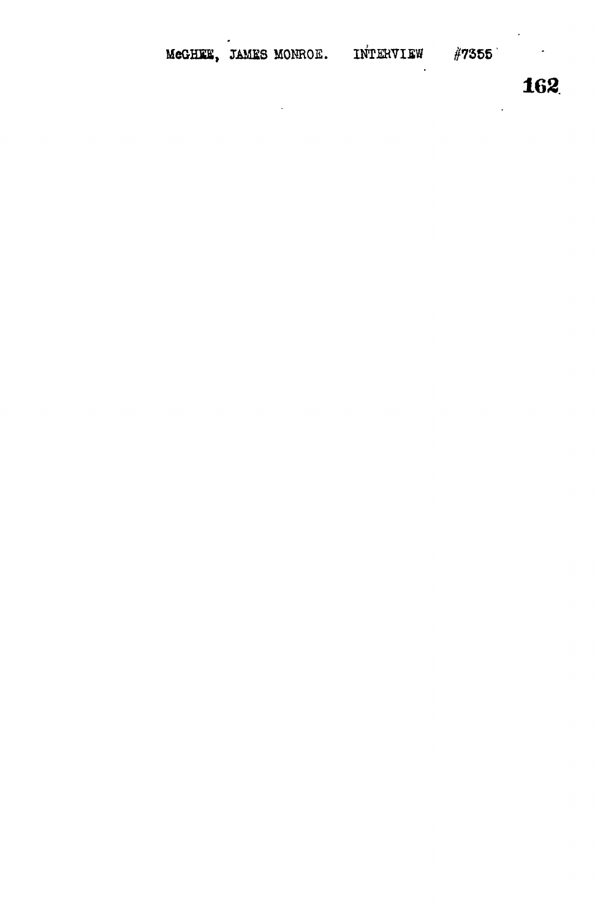McGHEE, JAMES MONROE. INTERVIEW #7355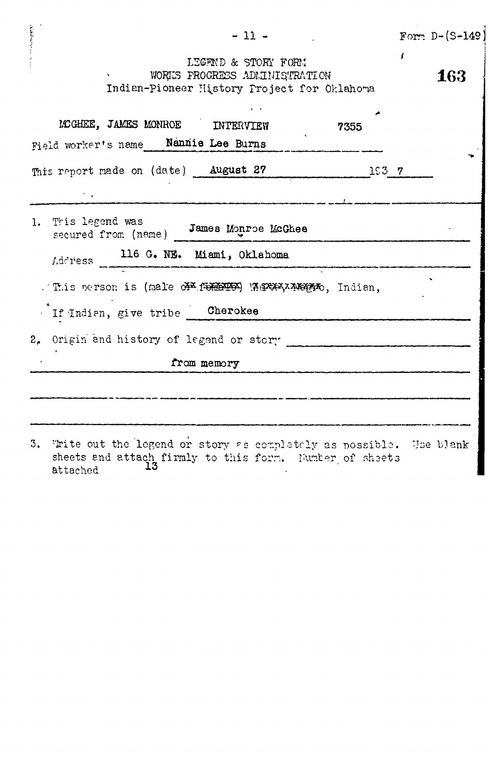Form D-(S-149)

163

LEGEND & STORY FORM
WORKS PROGRESS ADMINISTRATION
Indian-Pioneer History Project for Oklahoma

MCGHEE, JAMES MONROE INTERVIEW 7355

Field worker's name Nannie Lee Burns

This report made on (date) August 27 1937

1. This legend was secured from (name) James Monroe McGhee

Address 116 G. NE. Miami, Oklahoma

This person is (male or female) White, Negro, Indian,

If Indian, give tribe Cherokee

2. Origin and history of legend or story

from memory

3. Write out the legend or story as completely as possible. Use blank sheets and attach firmly to this form. Number of sheets attached 13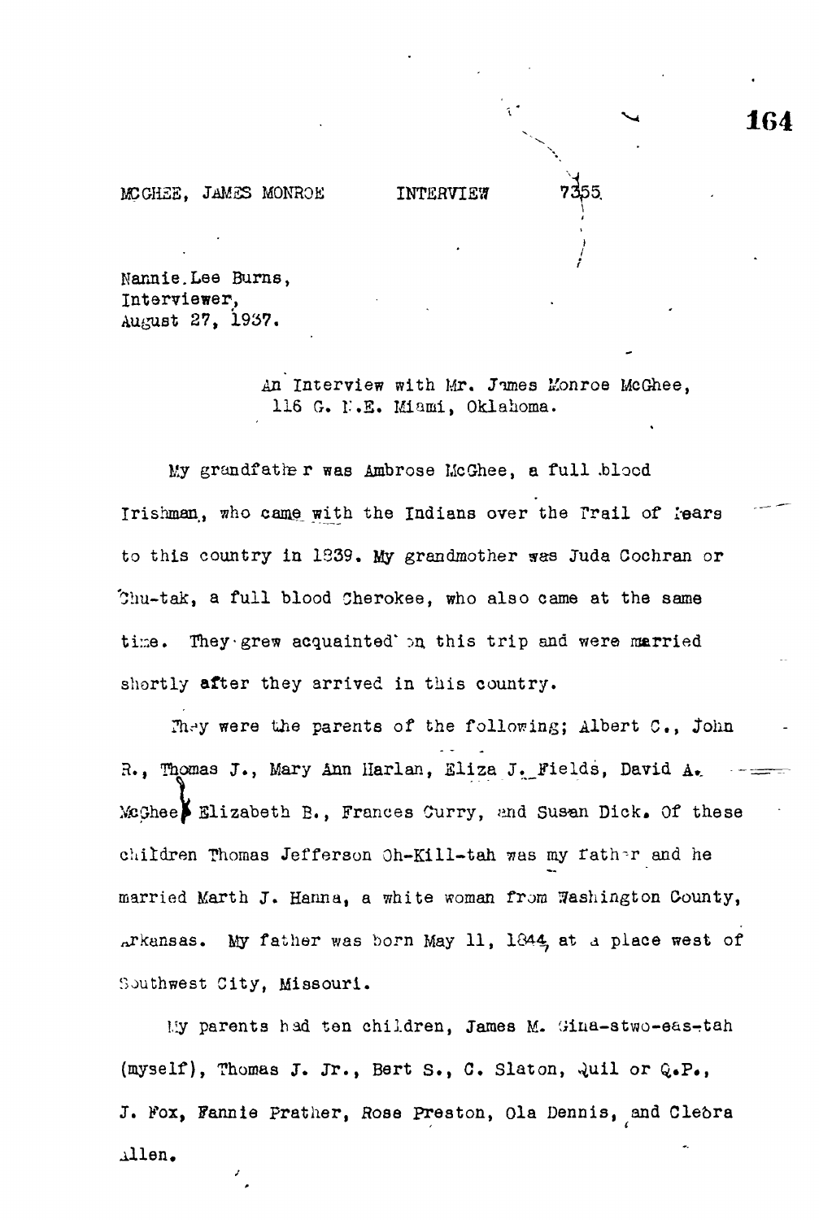MCGHEE, JAMES MONROE INTERVIEW 7355

Nannie Lee Burns,
Interviewer,
August 27, 1937.

An Interview with Mr. James Monroe McGhee,
116 G. N.E. Miami, Oklahoma.

My grandfather was Ambrose McGhee, a full blood Irishman, who came with the Indians over the Trail of Tears to this country in 1839. My grandmother was Juda Cochran or Chu-tak, a full blood Cherokee, who also came at the same time. They grew acquainted on this trip and were married shortly after they arrived in this country.

They were the parents of the following; Albert C., John R., Thomas J., Mary Ann Harlan, Eliza J. Fields, David A. McGhee, Elizabeth B., Frances Curry, and Susan Dick. Of these children Thomas Jefferson Oh-Kill-tah was my father and he married Marth J. Hanna, a white woman from Washington County, Arkansas. My father was born May 11, 1844, at a place west of Southwest City, Missouri.

My parents had ten children, James M. Gina-stwo-eas-tah (myself), Thomas J. Jr., Bert S., C. Slaton, Quil or Q.P., J. Fox, Fannie Prather, Rose Preston, Ola Dennis, and Cleora Allen.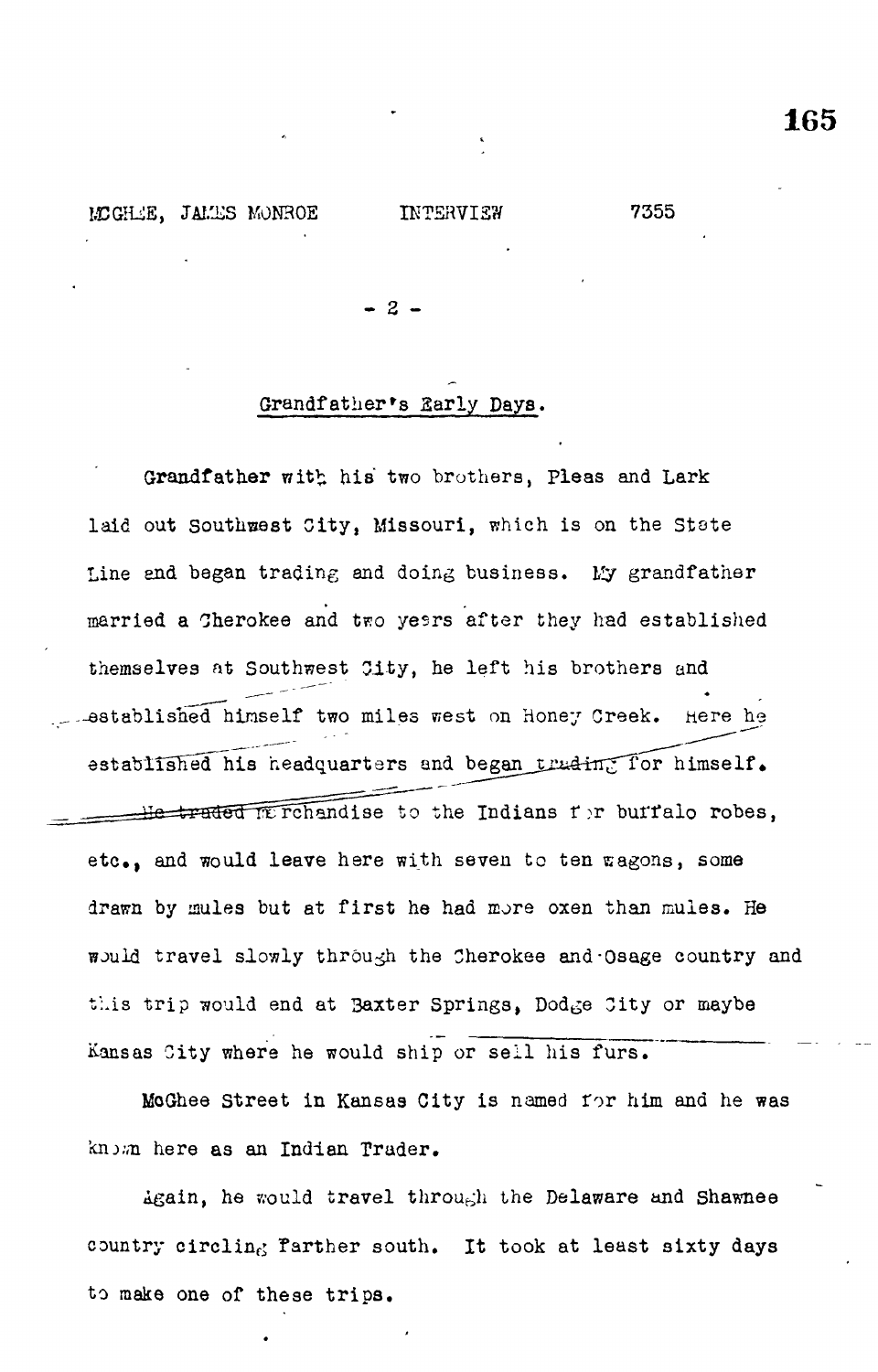## Grandfather's Early Days.

Grandfather with his two brothers, Pleas and Lark laid out Southwest City, Missouri, which is on the State Line and began trading and doing business. My grandfather married a Cherokee and two years after they had established themselves at Southwest City, he left his brothers and established himself two miles west on Honey Creek. Here he established his headquarters and began trading for himself. He traded merchandise to the Indians for buffalo robes, etc., and would leave here with seven to ten wagons, some drawn by mules but at first he had more oxen than mules. He would travel slowly through the Cherokee and Osage country and this trip would end at Baxter Springs, Dodge City or maybe Kansas City where he would ship or sell his furs.

McGhee Street in Kansas City is named for him and he was known here as an Indian Trader.

Again, he would travel through the Delaware and Shawnee country circling farther south. It took at least sixty days to make one of these trips.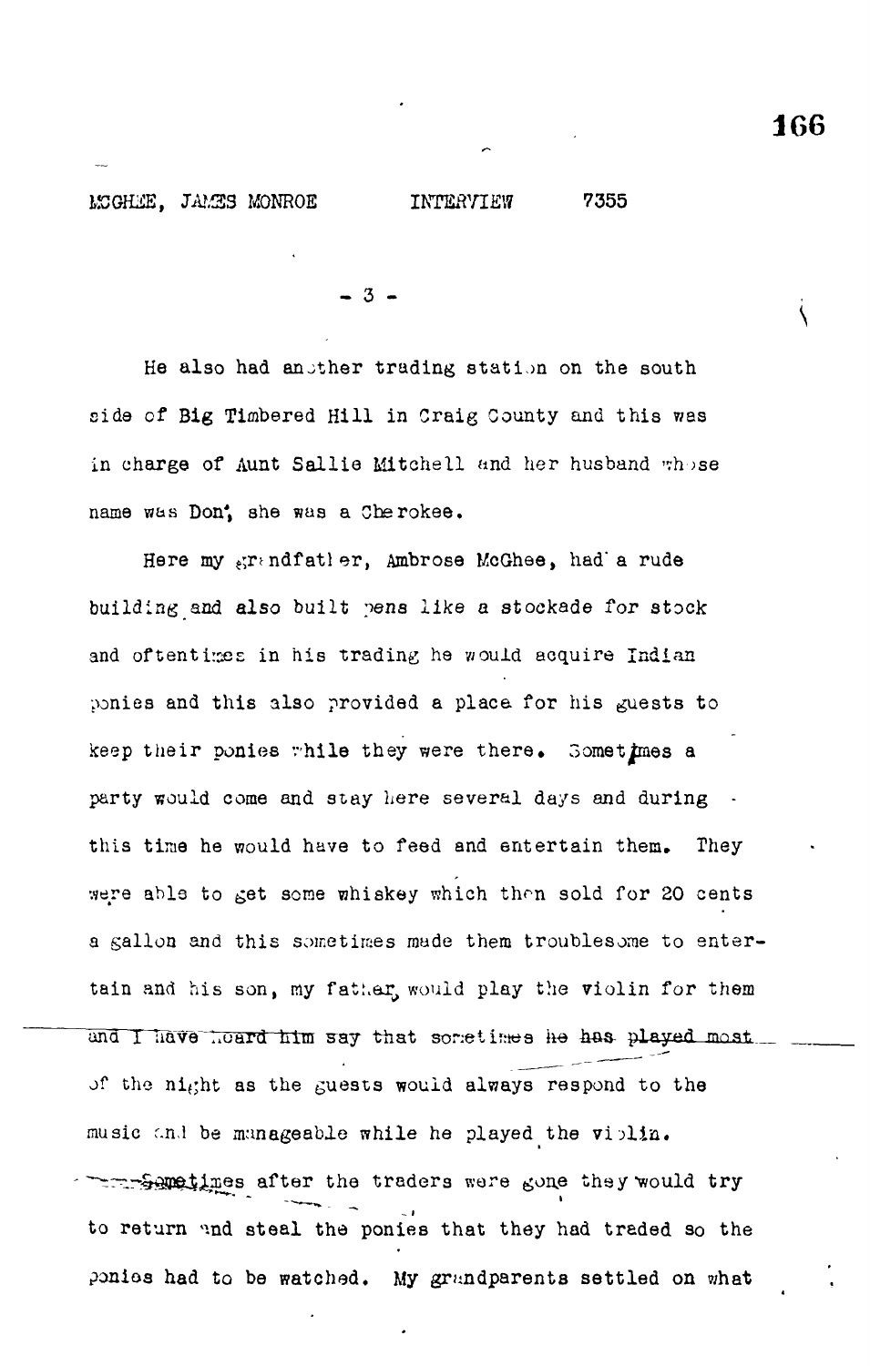He also had another trading station on the south side of Big Timbered Hill in Craig County and this was in charge of Aunt Sallie Mitchell and her husband whose name was Don, she was a Cherokee.

Here my grandfather, Ambrose McGhee, had a rude building and also built pens like a stockade for stock and oftentimes in his trading he would acquire Indian ponies and this also provided a place for his guests to keep their ponies while they were there. Sometimes a party would come and stay here several days and during this time he would have to feed and entertain them. They were able to get some whiskey which then sold for 20 cents a gallon and this sometimes made them troublesome to entertain and his son, my father, would play the violin for them and I have heard him say that sometimes he has played most of the night as the guests would always respond to the music and be manageable while he played the violin.

Sometimes after the traders were gone they would try to return and steal the ponies that they had traded so the ponies had to be watched. My grandparents settled on what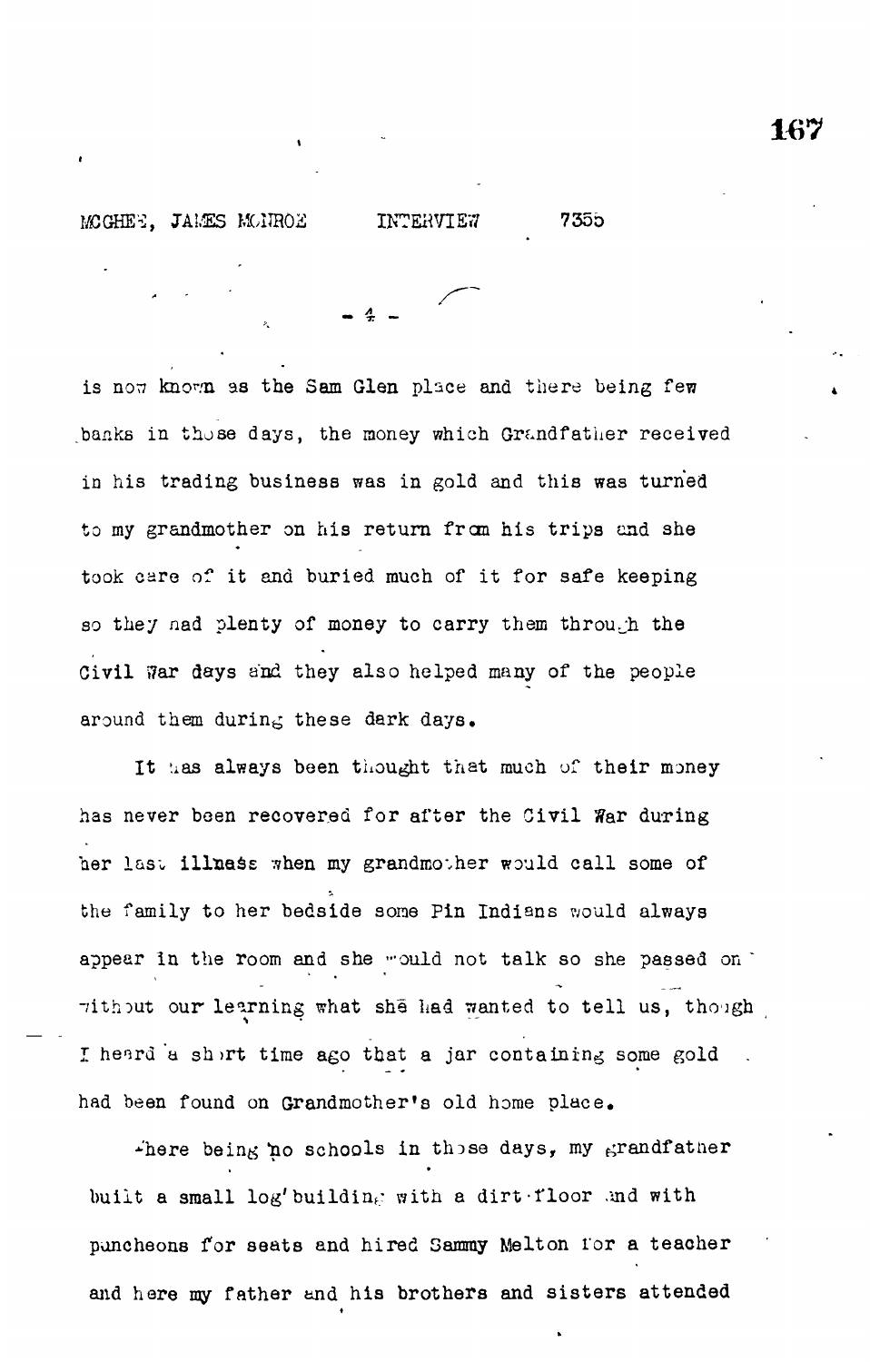is now known as the Sam Glen place and there being few banks in those days, the money which Grandfather received in his trading business was in gold and this was turned to my grandmother on his return from his trips and she took care of it and buried much of it for safe keeping so they had plenty of money to carry them through the Civil War days and they also helped many of the people around them during these dark days.

It has always been thought that much of their money has never been recovered for after the Civil War during her last illness when my grandmother would call some of the family to her bedside some Pin Indians would always appear in the room and she would not talk so she passed on without our learning what she had wanted to tell us, though I heard a short time ago that a jar containing some gold had been found on Grandmother's old home place.

There being no schools in those days, my grandfather built a small log building with a dirt floor and with puncheons for seats and hired Sammy Melton for a teacher and here my father and his brothers and sisters attended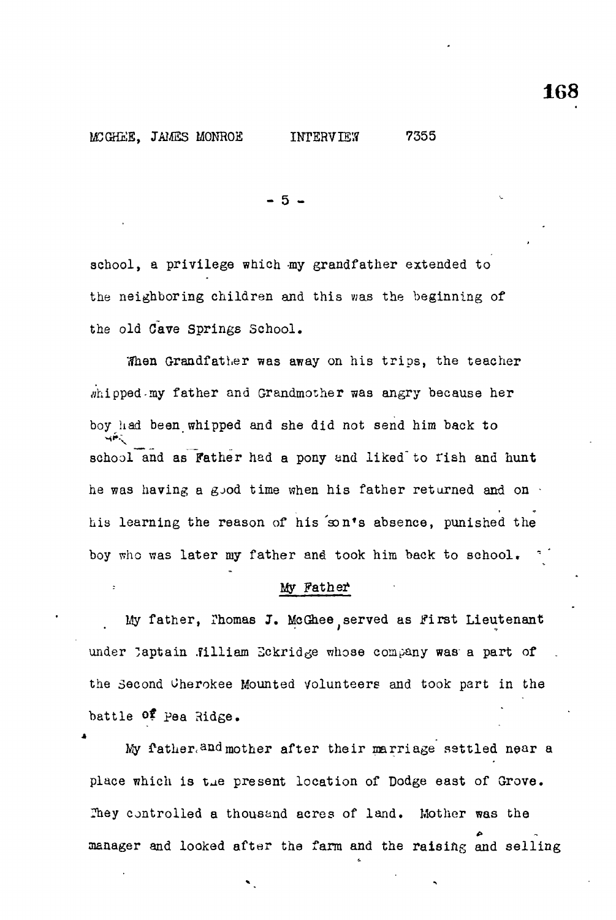school, a privilege which my grandfather extended to the neighboring children and this was the beginning of the old Cave Springs School.

When Grandfather was away on his trips, the teacher whipped my father and Grandmother was angry because her boy had been whipped and she did not send him back to school and as Father had a pony and liked to fish and hunt he was having a good time when his father returned and on his learning the reason of his son's absence, punished the boy who was later my father and took him back to school.

## My Father

My father, Thomas J. McGhee, served as First Lieutenant under Captain William Eckridge whose company was a part of the Second Cherokee Mounted Volunteers and took part in the battle of Pea Ridge.

My father and mother after their marriage settled near a place which is the present location of Dodge east of Grove. They controlled a thousand acres of land. Mother was the manager and looked after the farm and the raising and selling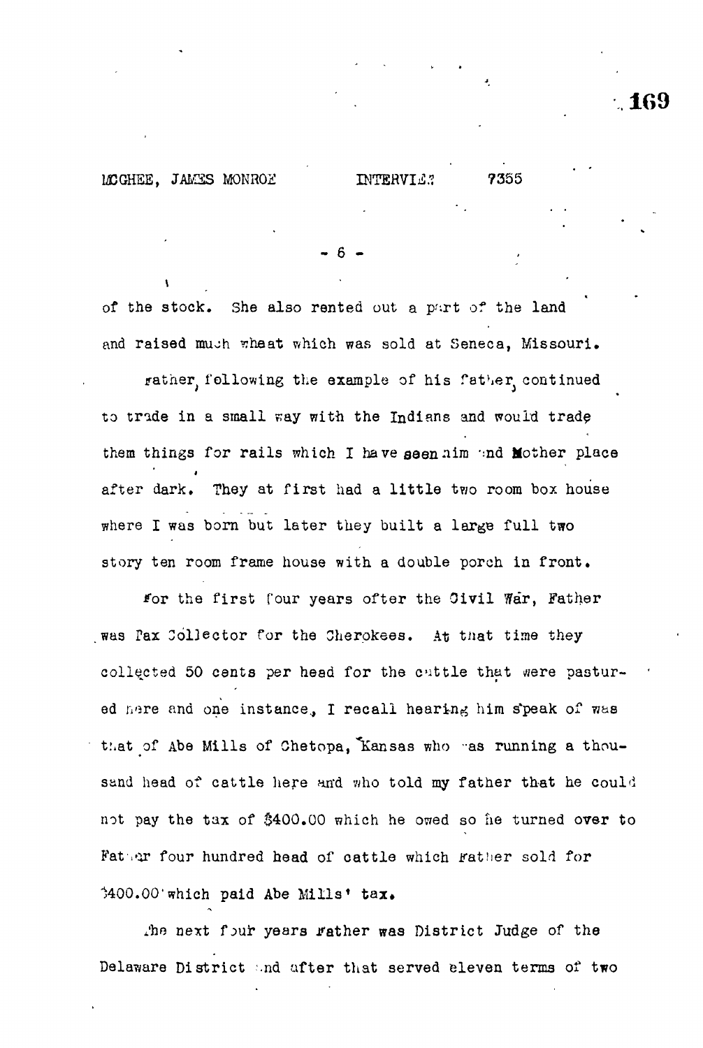of the stock. She also rented out a part of the land and raised much wheat which was sold at Seneca, Missouri.

Father, following the example of his father, continued to trade in a small way with the Indians and would trade them things for rails which I have seen him and Mother place after dark. They at first had a little two room box house where I was born but later they built a large full two story ten room frame house with a double porch in front.

For the first four years after the Civil War, Father was Tax Collector for the Cherokees. At that time they collected 50 cents per head for the cattle that were pastured here and one instance, I recall hearing him speak of was that of Abe Mills of Chetopa, Kansas who was running a thousand head of cattle here and who told my father that he could not pay the tax of $400.00 which he owed so he turned over to Father four hundred head of cattle which Father sold for $400.00 which paid Abe Mills' tax.

The next four years Father was District Judge of the Delaware District and after that served eleven terms of two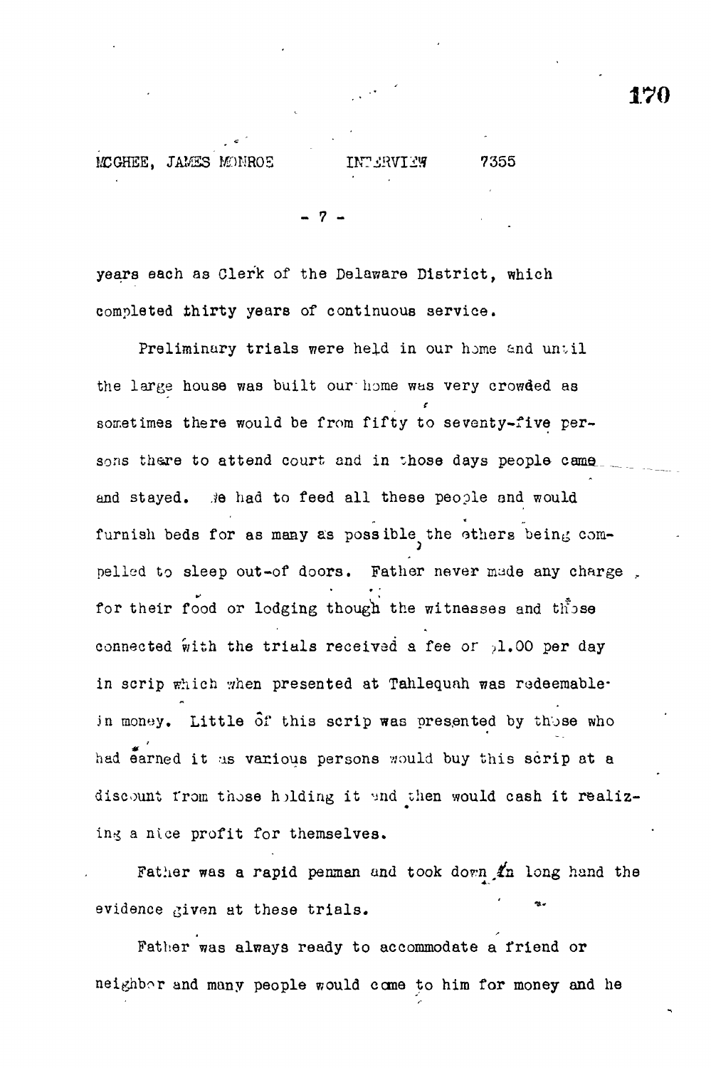years each as Clerk of the Delaware District, which completed thirty years of continuous service.

Preliminary trials were held in our home and until the large house was built our home was very crowded as sometimes there would be from fifty to seventy-five persons there to attend court and in those days people came and stayed. We had to feed all these people and would furnish beds for as many as possible, the others being compelled to sleep out-of doors. Father never made any charge for their food or lodging though the witnesses and those connected with the trials received a fee of $1.00 per day in scrip which when presented at Tahlequah was redeemable in money. Little of this scrip was presented by those who had earned it as various persons would buy this scrip at a discount from those holding it and then would cash it realizing a nice profit for themselves.

Father was a rapid penman and took down in long hand the evidence given at these trials.

Father was always ready to accommodate a friend or neighbor and many people would come to him for money and he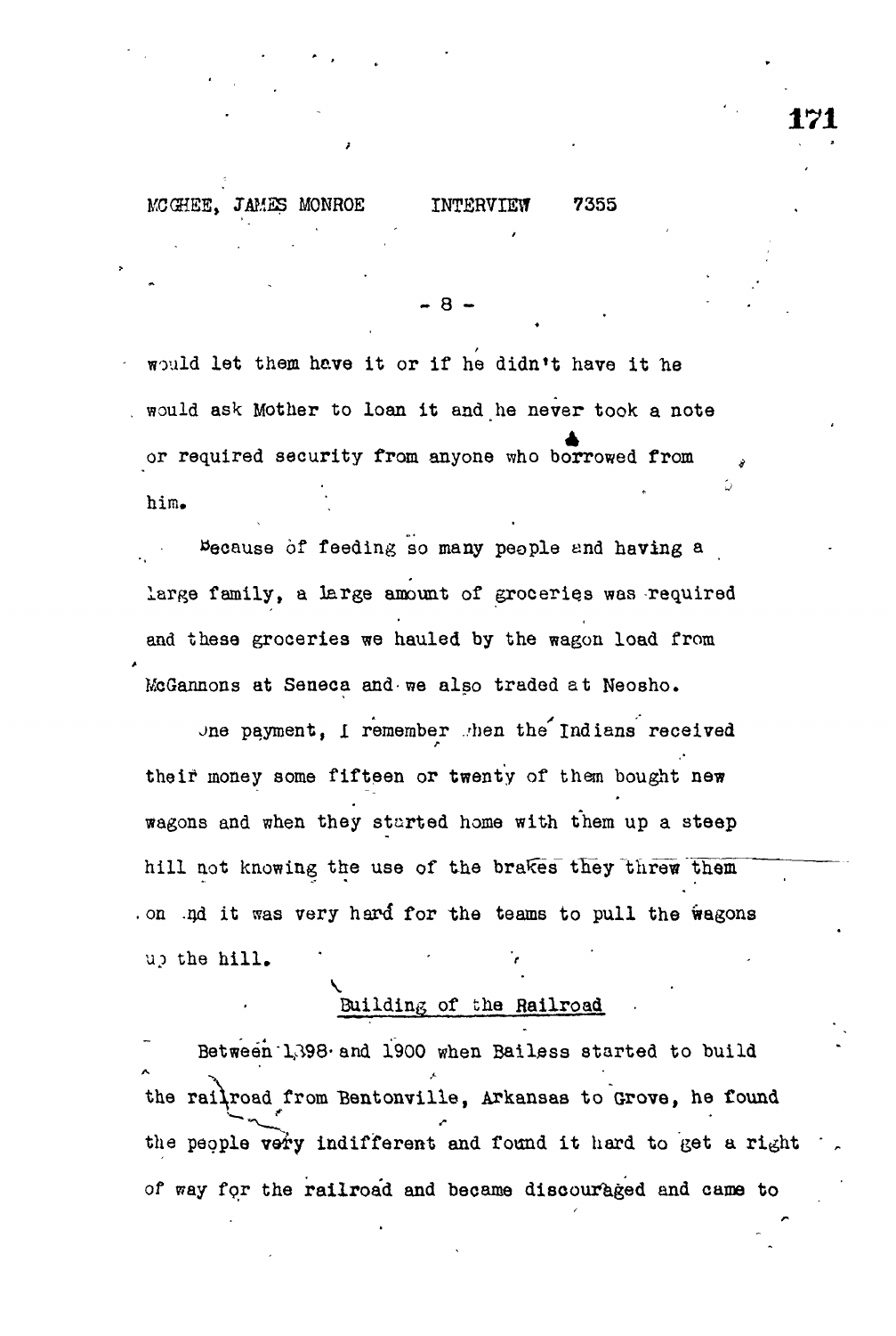would let them have it or if he didn't have it he would ask Mother to loan it and he never took a note or required security from anyone who borrowed from him.

Because of feeding so many people and having a large family, a large amount of groceries was required and these groceries we hauled by the wagon load from McGannons at Seneca and we also traded at Neosho.

One payment, I remember when the Indians received their money some fifteen or twenty of them bought new wagons and when they started home with them up a steep hill not knowing the use of the brakes they threw them on and it was very hard for the teams to pull the wagons up the hill.

## Building of the Railroad

Between 1898 and 1900 when Bailess started to build the railroad from Bentonville, Arkansas to Grove, he found the people very indifferent and found it hard to get a right of way for the railroad and became discouraged and came to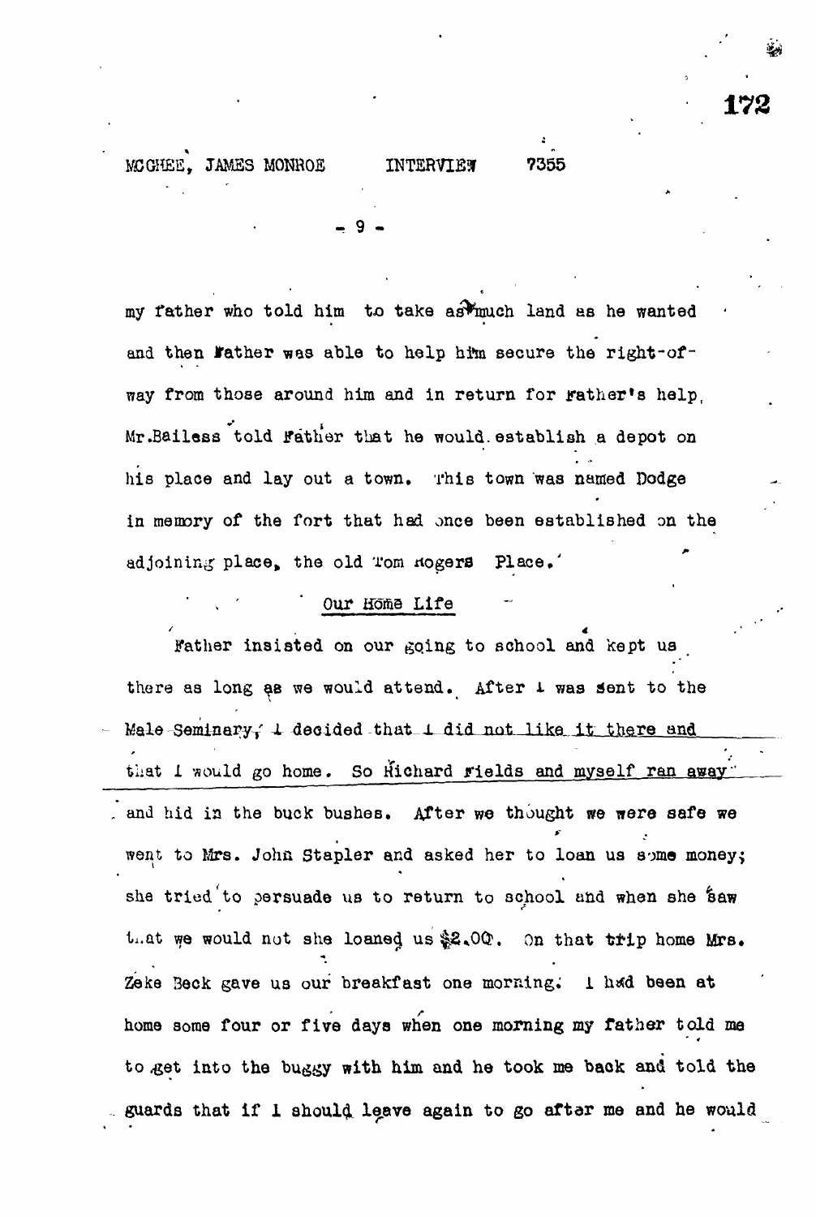my father who told him to take as much land as he wanted and then Father was able to help him secure the right-of-way from those around him and in return for Father's help, Mr.Bailess told Father that he would establish a depot on his place and lay out a town. This town was named Dodge in memory of the fort that had once been established on the adjoining place, the old Tom Rogers Place.

## Our Home Life

Father insisted on our going to school and kept us there as long as we would attend. After I was sent to the Male Seminary, I decided that I did not like it there and that I would go home. So Richard Fields and myself ran away and hid in the buck bushes. After we thought we were safe we went to Mrs. John Stapler and asked her to loan us some money; she tried to persuade us to return to school and when she saw that we would not she loaned us $2.00. On that trip home Mrs. Zeke Beck gave us our breakfast one morning. I had been at home some four or five days when one morning my father told me to get into the buggy with him and he took me back and told the guards that if I should leave again to go after me and he would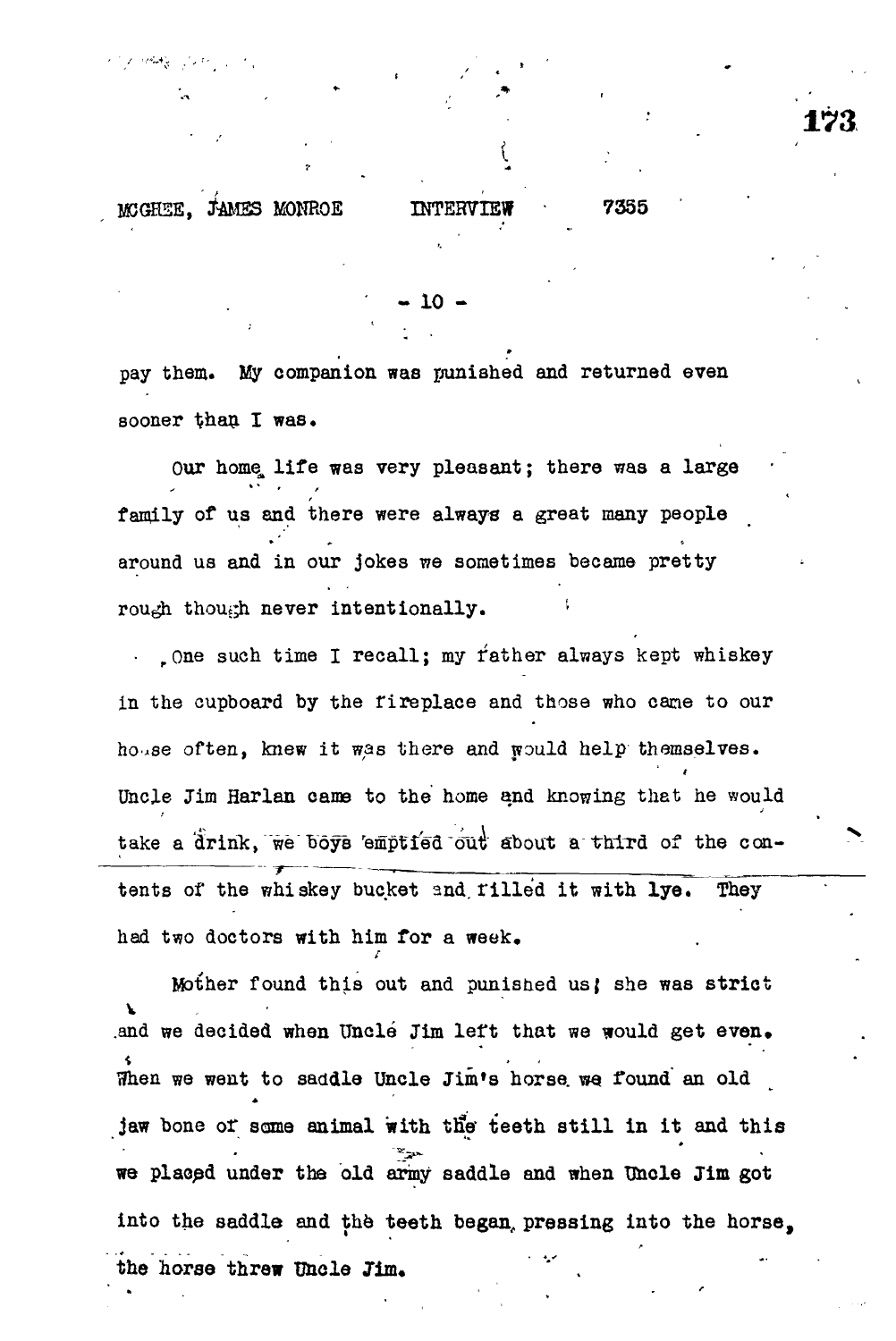pay them. My companion was punished and returned even sooner than I was.

Our home life was very pleasant; there was a large family of us and there were always a great many people around us and in our jokes we sometimes became pretty rough though never intentionally.

One such time I recall; my father always kept whiskey in the cupboard by the fireplace and those who came to our house often, knew it was there and would help themselves. Uncle Jim Harlan came to the home and knowing that he would take a drink, we boys emptied out about a third of the contents of the whiskey bucket and filled it with lye. They had two doctors with him for a week.

Mother found this out and punished us; she was strict and we decided when Uncle Jim left that we would get even. When we went to saddle Uncle Jim's horse we found an old jaw bone of some animal with the teeth still in it and this we placed under the old army saddle and when Uncle Jim got into the saddle and the teeth began pressing into the horse, the horse threw Uncle Jim.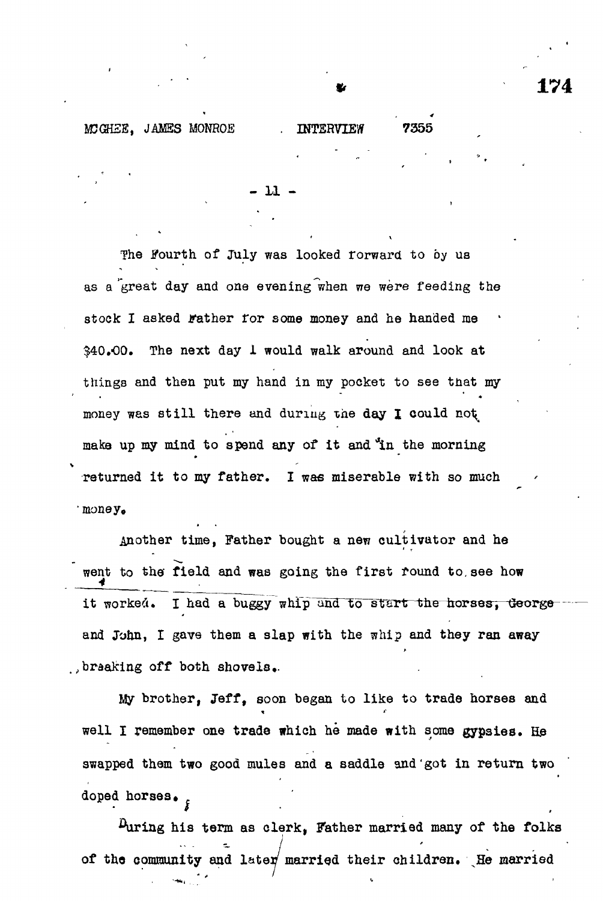The Fourth of July was looked forward to by us as a great day and one evening when we were feeding the stock I asked Father for some money and he handed me $40.00. The next day I would walk around and look at things and then put my hand in my pocket to see that my money was still there and during the day I could not make up my mind to spend any of it and in the morning returned it to my father. I was miserable with so much money.

Another time, Father bought a new cultivator and he went to the field and was going the first round to see how it worked. I had a buggy whip and to start the horses, George and John, I gave them a slap with the whip and they ran away breaking off both shovels.

My brother, Jeff, soon began to like to trade horses and well I remember one trade which he made with some gypsies. He swapped them two good mules and a saddle and got in return two doped horses.

During his term as clerk, Father married many of the folks of the community and later married their children. He married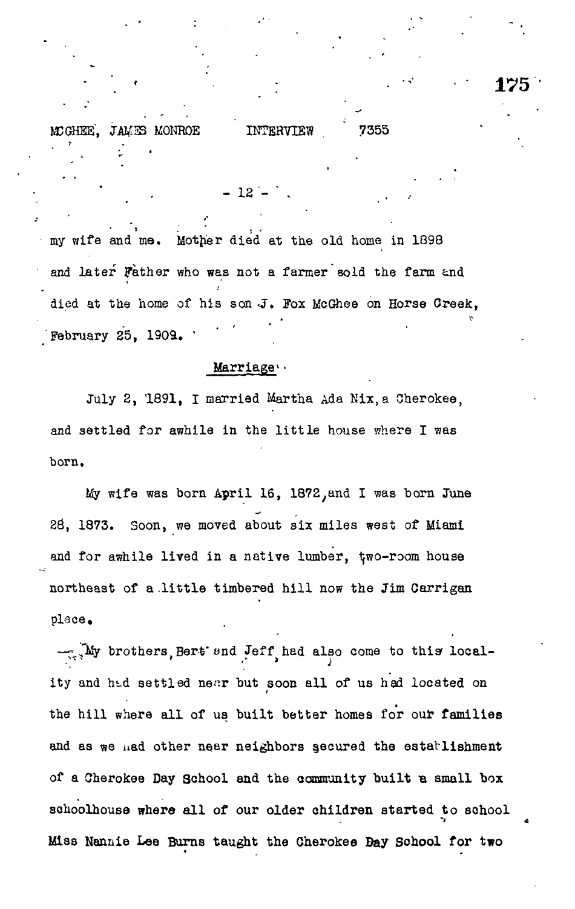my wife and me. Mother died at the old home in 1898 and later Father who was not a farmer sold the farm and died at the home of his son J. Fox McGhee on Horse Creek, February 25, 1909.

## Marriage

July 2, 1891, I married Martha Ada Nix, a Cherokee, and settled for awhile in the little house where I was born.

My wife was born April 16, 1872, and I was born June 28, 1873. Soon, we moved about six miles west of Miami and for awhile lived in a native lumber, two-room house northeast of a little timbered hill now the Jim Carrigan place.

My brothers, Bert and Jeff, had also come to this locality and had settled near but soon all of us had located on the hill where all of us built better homes for our families and as we had other near neighbors secured the establishment of a Cherokee Day School and the community built a small box schoolhouse where all of our older children started to school Miss Nannie Lee Burns taught the Cherokee Day School for two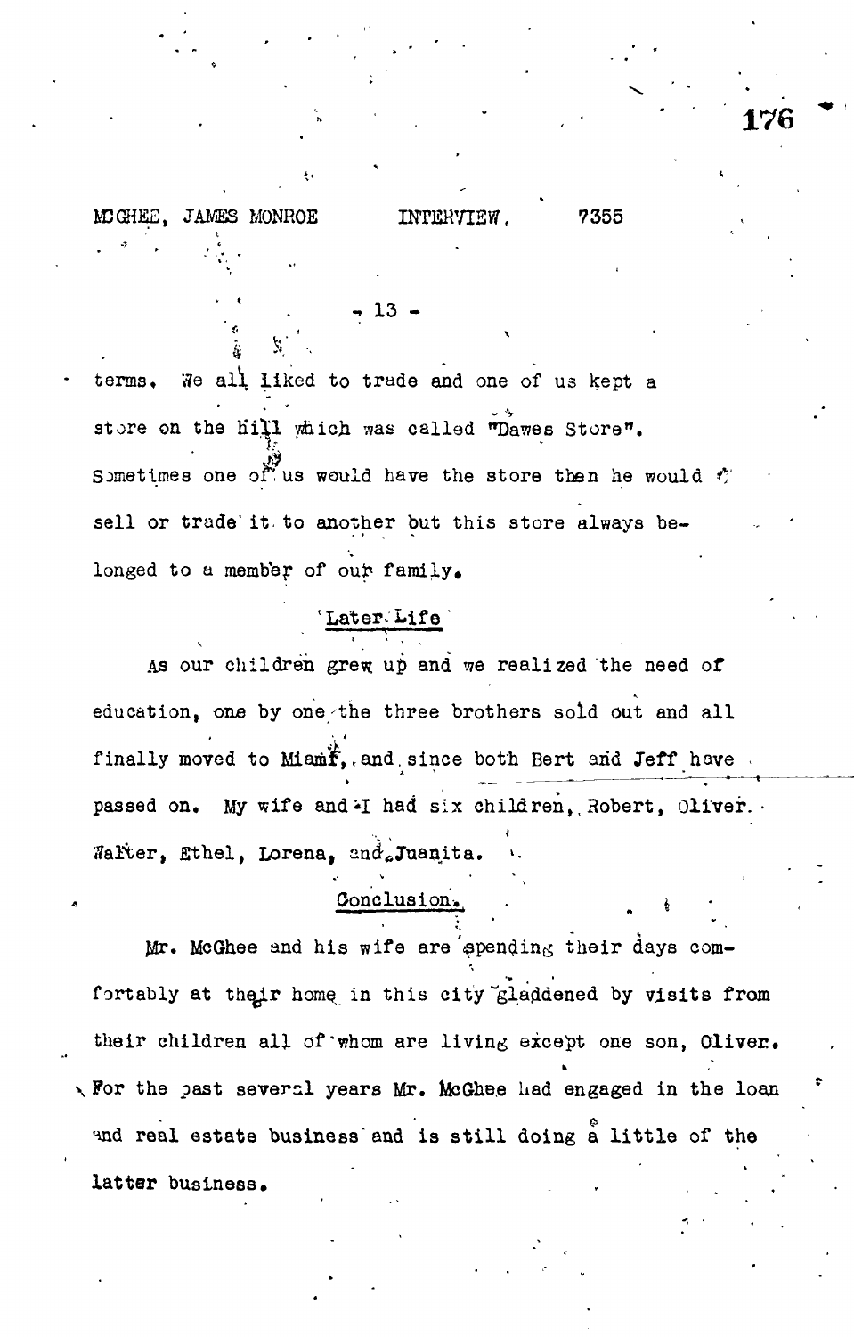terms. We all liked to trade and one of us kept a store on the Hill which was called "Dawes Store". Sometimes one of us would have the store then he would sell or trade it to another but this store always belonged to a member of our family.

## Later Life

As our children grew up and we realized the need of education, one by one the three brothers sold out and all finally moved to Miami, and since both Bert and Jeff have passed on. My wife and I had six children, Robert, Oliver, Walter, Ethel, Lorena, and Juanita.

## Conclusion.

Mr. McGhee and his wife are spending their days comfortably at their home in this city gladdened by visits from their children all of whom are living except one son, Oliver. For the past several years Mr. McGhee had engaged in the loan and real estate business and is still doing a little of the latter business.